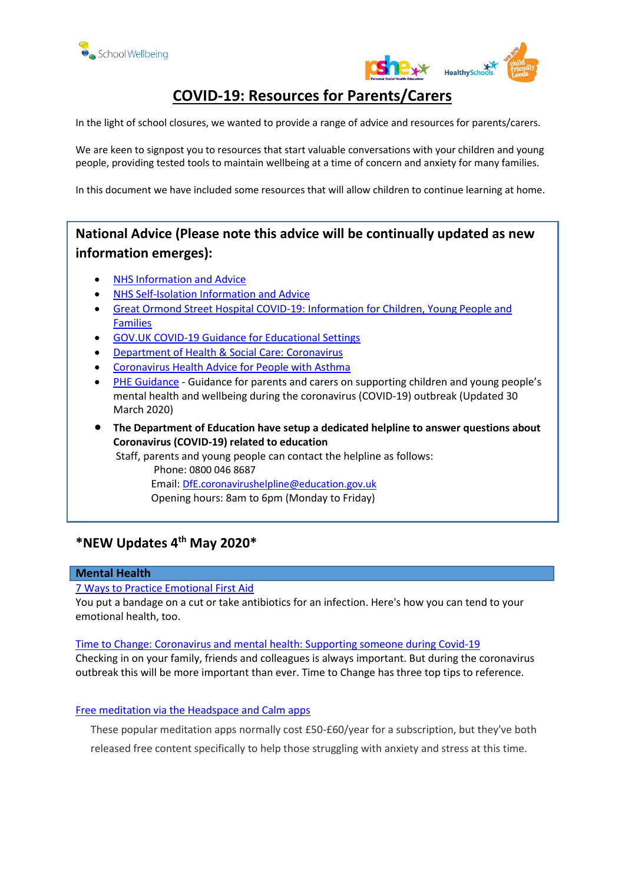# COVID-19: Resources for Parents/Carers

In the light of school closures, we wanted to provide a range of advice and resources for parents/carers.

We are keen to signpost you to resources that start valuable conversations with your children and young people, providing tested tools to maintain wellbeing at a time of concern and anxiety for many families.

In this document we have included some resources that will allow children to continue learning at home.

## National Advice (Please note this advice will be continually updated as new information emerges):

- NHS Information and Advice
- NHS Self-Isolation Information and Advice
- Great Ormond Street Hospital COVID-19: Information for Children, Young People and Families
- GOV.UK COVID-19 Guidance for Educational Settings
- Department of Health & Social Care: Coronavirus
- Coronavirus Health Advice for People with Asthma
- PHE Guidance - Guidance for parents and carers on supporting children and young people's mental health and wellbeing during the coronavirus (COVID-19) outbreak (Updated 30 March 2020)
- **The Department of Education have setup a dedicated helpline to answer questions about Coronavirus (COVID-19) related to education**

  Staff, parents and young people can contact the helpline as follows:

  Phone: 0800 046 8687

  Email: DfE.coronavirushelpline@education.gov.uk

  Opening hours: 8am to 6pm (Monday to Friday)

## *NEW Updates 4th May 2020*

### Mental Health

7 Ways to Practice Emotional First Aid

You put a bandage on a cut or take antibiotics for an infection. Here's how you can tend to your emotional health, too.

Time to Change: Coronavirus and mental health: Supporting someone during Covid-19

Checking in on your family, friends and colleagues is always important. But during the coronavirus outbreak this will be more important than ever. Time to Change has three top tips to reference.

Free meditation via the Headspace and Calm apps

These popular meditation apps normally cost £50-£60/year for a subscription, but they've both released free content specifically to help those struggling with anxiety and stress at this time.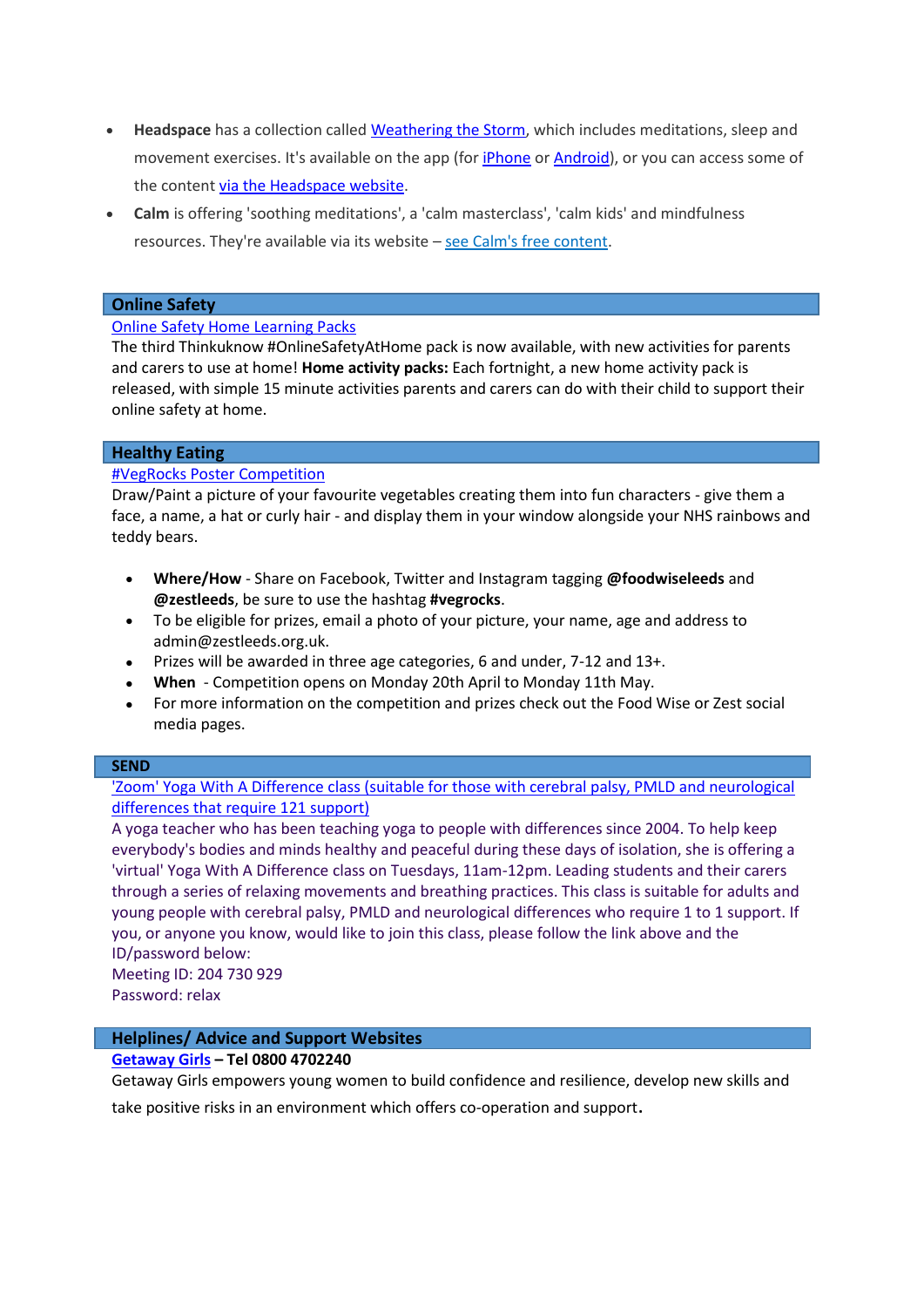- **Headspace** has a collection called Weathering the Storm, which includes meditations, sleep and movement exercises. It's available on the app (for iPhone or Android), or you can access some of the content via the Headspace website.
- **Calm** is offering 'soothing meditations', a 'calm masterclass', 'calm kids' and mindfulness resources. They're available via its website – see Calm's free content.

## Online Safety

Online Safety Home Learning Packs

The third Thinkuknow #OnlineSafetyAtHome pack is now available, with new activities for parents and carers to use at home! **Home activity packs:** Each fortnight, a new home activity pack is released, with simple 15 minute activities parents and carers can do with their child to support their online safety at home.

## Healthy Eating

#VegRocks Poster Competition

Draw/Paint a picture of your favourite vegetables creating them into fun characters - give them a face, a name, a hat or curly hair - and display them in your window alongside your NHS rainbows and teddy bears.

- **Where/How** - Share on Facebook, Twitter and Instagram tagging **@foodwiseleeds** and **@zestleeds**, be sure to use the hashtag **#vegrocks**.
- To be eligible for prizes, email a photo of your picture, your name, age and address to admin@zestleeds.org.uk.
- Prizes will be awarded in three age categories, 6 and under, 7-12 and 13+.
- **When** - Competition opens on Monday 20th April to Monday 11th May.
- For more information on the competition and prizes check out the Food Wise or Zest social media pages.

## SEND

'Zoom' Yoga With A Difference class (suitable for those with cerebral palsy, PMLD and neurological differences that require 121 support)

A yoga teacher who has been teaching yoga to people with differences since 2004. To help keep everybody's bodies and minds healthy and peaceful during these days of isolation, she is offering a 'virtual' Yoga With A Difference class on Tuesdays, 11am-12pm. Leading students and their carers through a series of relaxing movements and breathing practices. This class is suitable for adults and young people with cerebral palsy, PMLD and neurological differences who require 1 to 1 support. If you, or anyone you know, would like to join this class, please follow the link above and the ID/password below:

Meeting ID: 204 730 929

Password: relax

## Helplines/ Advice and Support Websites

**Getaway Girls – Tel 0800 4702240**

Getaway Girls empowers young women to build confidence and resilience, develop new skills and take positive risks in an environment which offers co-operation and support.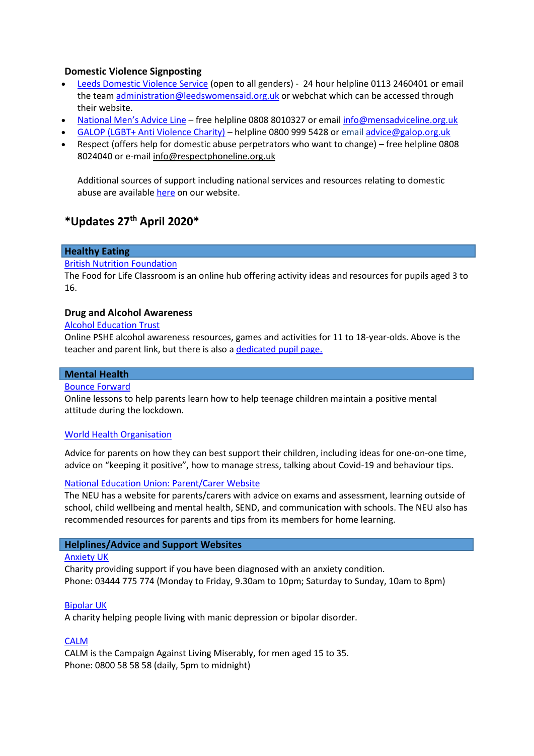**Domestic Violence Signposting**

- Leeds Domestic Violence Service (open to all genders) - 24 hour helpline 0113 2460401 or email the team administration@leedswomensaid.org.uk or webchat which can be accessed through their website.
- National Men's Advice Line – free helpline 0808 8010327 or email info@mensadviceline.org.uk
- GALOP (LGBT+ Anti Violence Charity) – helpline 0800 999 5428 or email advice@galop.org.uk
- Respect (offers help for domestic abuse perpetrators who want to change) – free helpline 0808 8024040 or e-mail info@respectphoneline.org.uk

  Additional sources of support including national services and resources relating to domestic abuse are available here on our website.

## *Updates 27th April 2020*

### Healthy Eating

British Nutrition Foundation

The Food for Life Classroom is an online hub offering activity ideas and resources for pupils aged 3 to 16.

**Drug and Alcohol Awareness**

Alcohol Education Trust

Online PSHE alcohol awareness resources, games and activities for 11 to 18-year-olds. Above is the teacher and parent link, but there is also a dedicated pupil page.

### Mental Health

Bounce Forward

Online lessons to help parents learn how to help teenage children maintain a positive mental attitude during the lockdown.

World Health Organisation

Advice for parents on how they can best support their children, including ideas for one-on-one time, advice on "keeping it positive", how to manage stress, talking about Covid-19 and behaviour tips.

National Education Union: Parent/Carer Website

The NEU has a website for parents/carers with advice on exams and assessment, learning outside of school, child wellbeing and mental health, SEND, and communication with schools. The NEU also has recommended resources for parents and tips from its members for home learning.

### Helplines/Advice and Support Websites

Anxiety UK

Charity providing support if you have been diagnosed with an anxiety condition.
Phone: 03444 775 774 (Monday to Friday, 9.30am to 10pm; Saturday to Sunday, 10am to 8pm)

Bipolar UK

A charity helping people living with manic depression or bipolar disorder.

CALM

CALM is the Campaign Against Living Miserably, for men aged 15 to 35.
Phone: 0800 58 58 58 (daily, 5pm to midnight)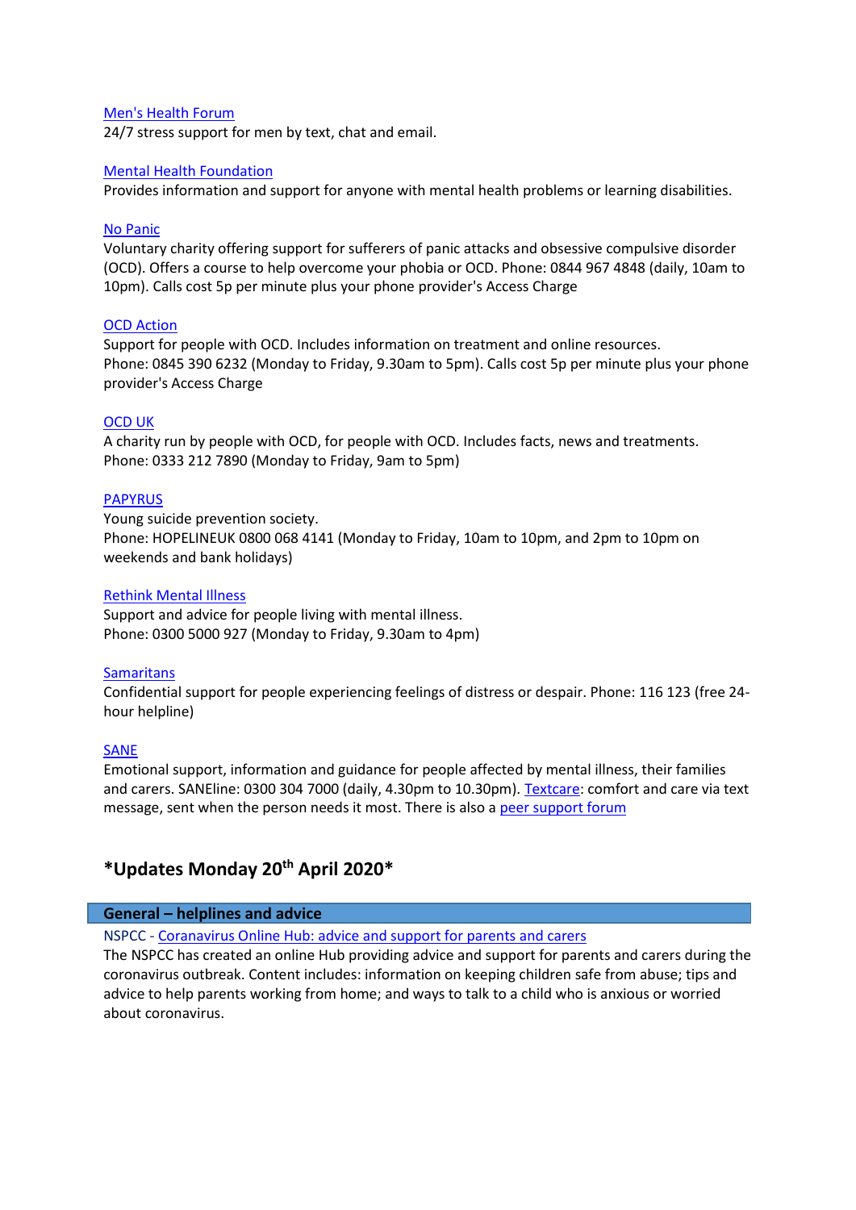[Men's Health Forum]
24/7 stress support for men by text, chat and email.

[Mental Health Foundation]
Provides information and support for anyone with mental health problems or learning disabilities.

[No Panic]
Voluntary charity offering support for sufferers of panic attacks and obsessive compulsive disorder (OCD). Offers a course to help overcome your phobia or OCD. Phone: 0844 967 4848 (daily, 10am to 10pm). Calls cost 5p per minute plus your phone provider's Access Charge

[OCD Action]
Support for people with OCD. Includes information on treatment and online resources.
Phone: 0845 390 6232 (Monday to Friday, 9.30am to 5pm). Calls cost 5p per minute plus your phone provider's Access Charge

[OCD UK]
A charity run by people with OCD, for people with OCD. Includes facts, news and treatments.
Phone: 0333 212 7890 (Monday to Friday, 9am to 5pm)

[PAPYRUS]
Young suicide prevention society.
Phone: HOPELINEUK 0800 068 4141 (Monday to Friday, 10am to 10pm, and 2pm to 10pm on weekends and bank holidays)

[Rethink Mental Illness]
Support and advice for people living with mental illness.
Phone: 0300 5000 927 (Monday to Friday, 9.30am to 4pm)

[Samaritans]
Confidential support for people experiencing feelings of distress or despair. Phone: 116 123 (free 24-hour helpline)

[SANE]
Emotional support, information and guidance for people affected by mental illness, their families and carers. SANEline: 0300 304 7000 (daily, 4.30pm to 10.30pm). [Textcare]: comfort and care via text message, sent when the person needs it most. There is also a [peer support forum]

## *Updates Monday 20th April 2020*

### General – helplines and advice

NSPCC - [Coronavirus Online Hub: advice and support for parents and carers]
The NSPCC has created an online Hub providing advice and support for parents and carers during the coronavirus outbreak. Content includes: information on keeping children safe from abuse; tips and advice to help parents working from home; and ways to talk to a child who is anxious or worried about coronavirus.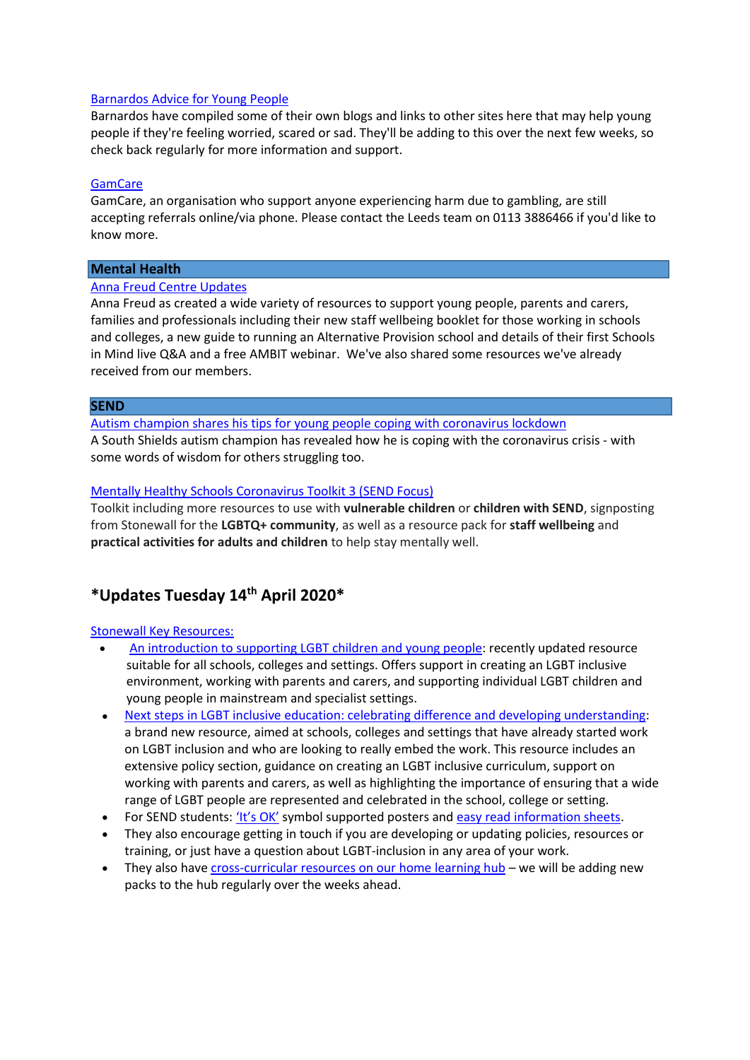Barnardos Advice for Young People

Barnardos have compiled some of their own blogs and links to other sites here that may help young people if they're feeling worried, scared or sad. They'll be adding to this over the next few weeks, so check back regularly for more information and support.

GamCare

GamCare, an organisation who support anyone experiencing harm due to gambling, are still accepting referrals online/via phone. Please contact the Leeds team on 0113 3886466 if you'd like to know more.

## Mental Health

Anna Freud Centre Updates

Anna Freud as created a wide variety of resources to support young people, parents and carers, families and professionals including their new staff wellbeing booklet for those working in schools and colleges, a new guide to running an Alternative Provision school and details of their first Schools in Mind live Q&A and a free AMBIT webinar. We've also shared some resources we've already received from our members.

## SEND

Autism champion shares his tips for young people coping with coronavirus lockdown

A South Shields autism champion has revealed how he is coping with the coronavirus crisis - with some words of wisdom for others struggling too.

Mentally Healthy Schools Coronavirus Toolkit 3 (SEND Focus)

Toolkit including more resources to use with **vulnerable children** or **children with SEND**, signposting from Stonewall for the **LGBTQ+ community**, as well as a resource pack for **staff wellbeing** and **practical activities for adults and children** to help stay mentally well.

## *Updates Tuesday 14th April 2020*

Stonewall Key Resources:

- An introduction to supporting LGBT children and young people: recently updated resource suitable for all schools, colleges and settings. Offers support in creating an LGBT inclusive environment, working with parents and carers, and supporting individual LGBT children and young people in mainstream and specialist settings.
- Next steps in LGBT inclusive education: celebrating difference and developing understanding: a brand new resource, aimed at schools, colleges and settings that have already started work on LGBT inclusion and who are looking to really embed the work. This resource includes an extensive policy section, guidance on creating an LGBT inclusive curriculum, support on working with parents and carers, as well as highlighting the importance of ensuring that a wide range of LGBT people are represented and celebrated in the school, college or setting.
- For SEND students: 'It's OK' symbol supported posters and easy read information sheets.
- They also encourage getting in touch if you are developing or updating policies, resources or training, or just have a question about LGBT-inclusion in any area of your work.
- They also have cross-curricular resources on our home learning hub – we will be adding new packs to the hub regularly over the weeks ahead.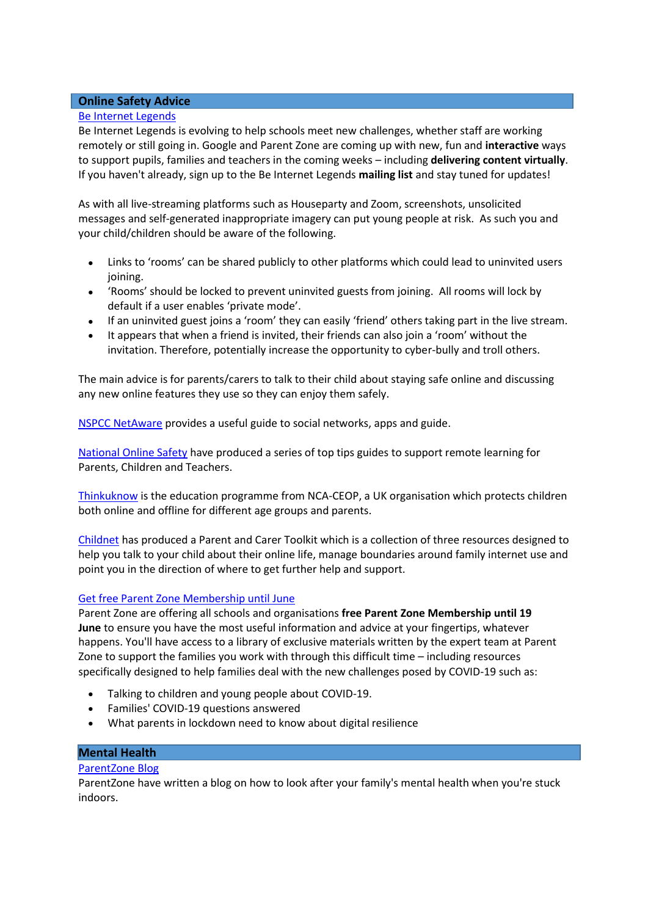## Online Safety Advice

[Be Internet Legends]

Be Internet Legends is evolving to help schools meet new challenges, whether staff are working remotely or still going in. Google and Parent Zone are coming up with new, fun and **interactive** ways to support pupils, families and teachers in the coming weeks – including **delivering content virtually**. If you haven't already, sign up to the Be Internet Legends **mailing list** and stay tuned for updates!

As with all live-streaming platforms such as Houseparty and Zoom, screenshots, unsolicited messages and self-generated inappropriate imagery can put young people at risk. As such you and your child/children should be aware of the following.

- Links to 'rooms' can be shared publicly to other platforms which could lead to uninvited users joining.
- 'Rooms' should be locked to prevent uninvited guests from joining. All rooms will lock by default if a user enables 'private mode'.
- If an uninvited guest joins a 'room' they can easily 'friend' others taking part in the live stream.
- It appears that when a friend is invited, their friends can also join a 'room' without the invitation. Therefore, potentially increase the opportunity to cyber-bully and troll others.

The main advice is for parents/carers to talk to their child about staying safe online and discussing any new online features they use so they can enjoy them safely.

[NSPCC NetAware] provides a useful guide to social networks, apps and guide.

[National Online Safety] have produced a series of top tips guides to support remote learning for Parents, Children and Teachers.

[Thinkuknow] is the education programme from NCA-CEOP, a UK organisation which protects children both online and offline for different age groups and parents.

[Childnet] has produced a Parent and Carer Toolkit which is a collection of three resources designed to help you talk to your child about their online life, manage boundaries around family internet use and point you in the direction of where to get further help and support.

[Get free Parent Zone Membership until June]

Parent Zone are offering all schools and organisations **free Parent Zone Membership until 19 June** to ensure you have the most useful information and advice at your fingertips, whatever happens. You'll have access to a library of exclusive materials written by the expert team at Parent Zone to support the families you work with through this difficult time – including resources specifically designed to help families deal with the new challenges posed by COVID-19 such as:

- Talking to children and young people about COVID-19.
- Families' COVID-19 questions answered
- What parents in lockdown need to know about digital resilience

## Mental Health

[ParentZone Blog]

ParentZone have written a blog on how to look after your family's mental health when you're stuck indoors.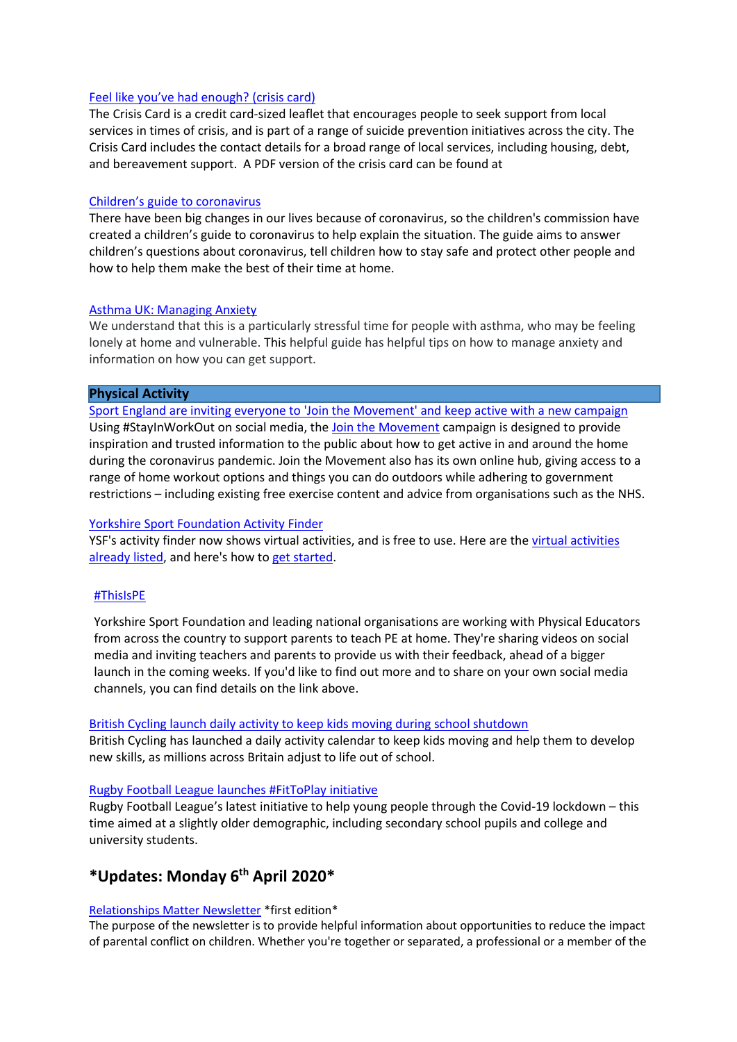Feel like you've had enough? (crisis card)
The Crisis Card is a credit card-sized leaflet that encourages people to seek support from local services in times of crisis, and is part of a range of suicide prevention initiatives across the city. The Crisis Card includes the contact details for a broad range of local services, including housing, debt, and bereavement support. A PDF version of the crisis card can be found at

Children's guide to coronavirus
There have been big changes in our lives because of coronavirus, so the children's commission have created a children's guide to coronavirus to help explain the situation. The guide aims to answer children's questions about coronavirus, tell children how to stay safe and protect other people and how to help them make the best of their time at home.

Asthma UK: Managing Anxiety
We understand that this is a particularly stressful time for people with asthma, who may be feeling lonely at home and vulnerable. This helpful guide has helpful tips on how to manage anxiety and information on how you can get support.

## Physical Activity

Sport England are inviting everyone to 'Join the Movement' and keep active with a new campaign
Using #StayInWorkOut on social media, the Join the Movement campaign is designed to provide inspiration and trusted information to the public about how to get active in and around the home during the coronavirus pandemic. Join the Movement also has its own online hub, giving access to a range of home workout options and things you can do outdoors while adhering to government restrictions – including existing free exercise content and advice from organisations such as the NHS.

Yorkshire Sport Foundation Activity Finder
YSF's activity finder now shows virtual activities, and is free to use. Here are the virtual activities already listed, and here's how to get started.

#ThisIsPE

Yorkshire Sport Foundation and leading national organisations are working with Physical Educators from across the country to support parents to teach PE at home. They're sharing videos on social media and inviting teachers and parents to provide us with their feedback, ahead of a bigger launch in the coming weeks. If you'd like to find out more and to share on your own social media channels, you can find details on the link above.

British Cycling launch daily activity to keep kids moving during school shutdown
British Cycling has launched a daily activity calendar to keep kids moving and help them to develop new skills, as millions across Britain adjust to life out of school.

Rugby Football League launches #FitToPlay initiative
Rugby Football League's latest initiative to help young people through the Covid-19 lockdown – this time aimed at a slightly older demographic, including secondary school pupils and college and university students.

## *Updates: Monday 6th April 2020*

Relationships Matter Newsletter *first edition*
The purpose of the newsletter is to provide helpful information about opportunities to reduce the impact of parental conflict on children. Whether you're together or separated, a professional or a member of the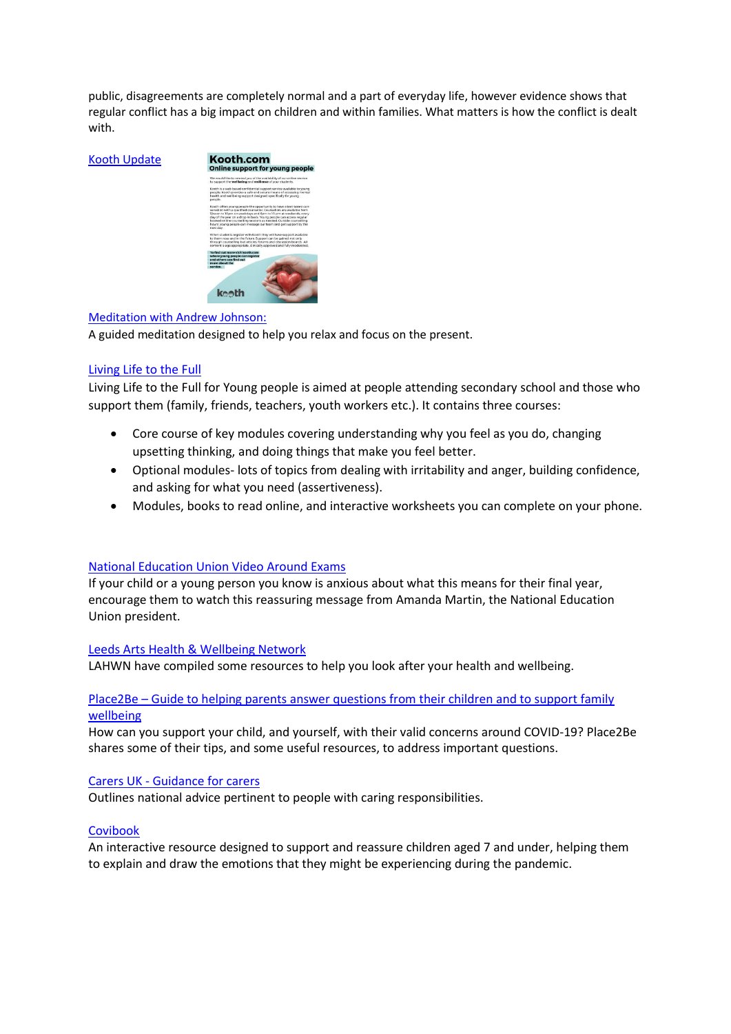public, disagreements are completely normal and a part of everyday life, however evidence shows that regular conflict has a big impact on children and within families. What matters is how the conflict is dealt with.

Kooth Update

Meditation with Andrew Johnson:

A guided meditation designed to help you relax and focus on the present.

Living Life to the Full

Living Life to the Full for Young people is aimed at people attending secondary school and those who support them (family, friends, teachers, youth workers etc.). It contains three courses:

- Core course of key modules covering understanding why you feel as you do, changing upsetting thinking, and doing things that make you feel better.
- Optional modules- lots of topics from dealing with irritability and anger, building confidence, and asking for what you need (assertiveness).
- Modules, books to read online, and interactive worksheets you can complete on your phone.

National Education Union Video Around Exams

If your child or a young person you know is anxious about what this means for their final year, encourage them to watch this reassuring message from Amanda Martin, the National Education Union president.

Leeds Arts Health & Wellbeing Network

LAHWN have compiled some resources to help you look after your health and wellbeing.

Place2Be – Guide to helping parents answer questions from their children and to support family wellbeing

How can you support your child, and yourself, with their valid concerns around COVID-19? Place2Be shares some of their tips, and some useful resources, to address important questions.

Carers UK - Guidance for carers

Outlines national advice pertinent to people with caring responsibilities.

Covibook

An interactive resource designed to support and reassure children aged 7 and under, helping them to explain and draw the emotions that they might be experiencing during the pandemic.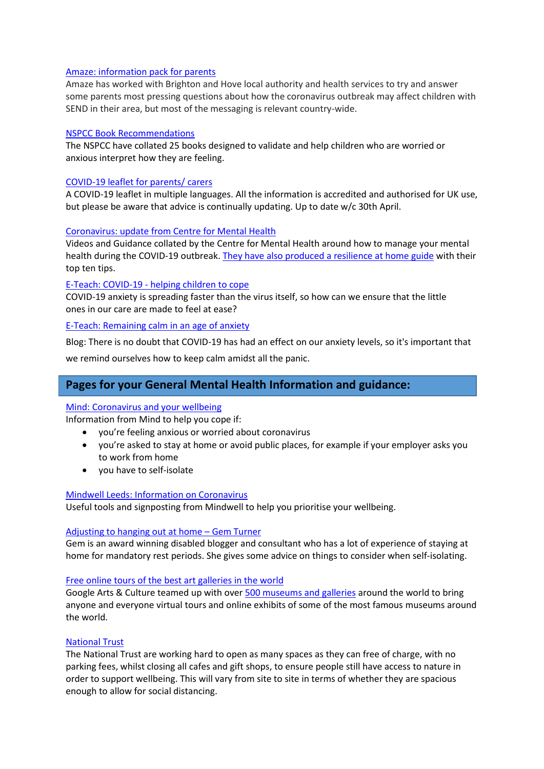Amaze: information pack for parents
Amaze has worked with Brighton and Hove local authority and health services to try and answer some parents most pressing questions about how the coronavirus outbreak may affect children with SEND in their area, but most of the messaging is relevant country-wide.

NSPCC Book Recommendations
The NSPCC have collated 25 books designed to validate and help children who are worried or anxious interpret how they are feeling.

COVID-19 leaflet for parents/ carers
A COVID-19 leaflet in multiple languages. All the information is accredited and authorised for UK use, but please be aware that advice is continually updating. Up to date w/c 30th April.

Coronavirus: update from Centre for Mental Health
Videos and Guidance collated by the Centre for Mental Health around how to manage your mental health during the COVID-19 outbreak. They have also produced a resilience at home guide with their top ten tips.

E-Teach: COVID-19 - helping children to cope
COVID-19 anxiety is spreading faster than the virus itself, so how can we ensure that the little ones in our care are made to feel at ease?

E-Teach: Remaining calm in an age of anxiety

Blog: There is no doubt that COVID-19 has had an effect on our anxiety levels, so it's important that we remind ourselves how to keep calm amidst all the panic.

## Pages for your General Mental Health Information and guidance:

Mind: Coronavirus and your wellbeing
Information from Mind to help you cope if:

- you're feeling anxious or worried about coronavirus
- you're asked to stay at home or avoid public places, for example if your employer asks you to work from home
- you have to self-isolate

Mindwell Leeds: Information on Coronavirus
Useful tools and signposting from Mindwell to help you prioritise your wellbeing.

Adjusting to hanging out at home – Gem Turner
Gem is an award winning disabled blogger and consultant who has a lot of experience of staying at home for mandatory rest periods. She gives some advice on things to consider when self-isolating.

Free online tours of the best art galleries in the world
Google Arts & Culture teamed up with over 500 museums and galleries around the world to bring anyone and everyone virtual tours and online exhibits of some of the most famous museums around the world.

National Trust
The National Trust are working hard to open as many spaces as they can free of charge, with no parking fees, whilst closing all cafes and gift shops, to ensure people still have access to nature in order to support wellbeing. This will vary from site to site in terms of whether they are spacious enough to allow for social distancing.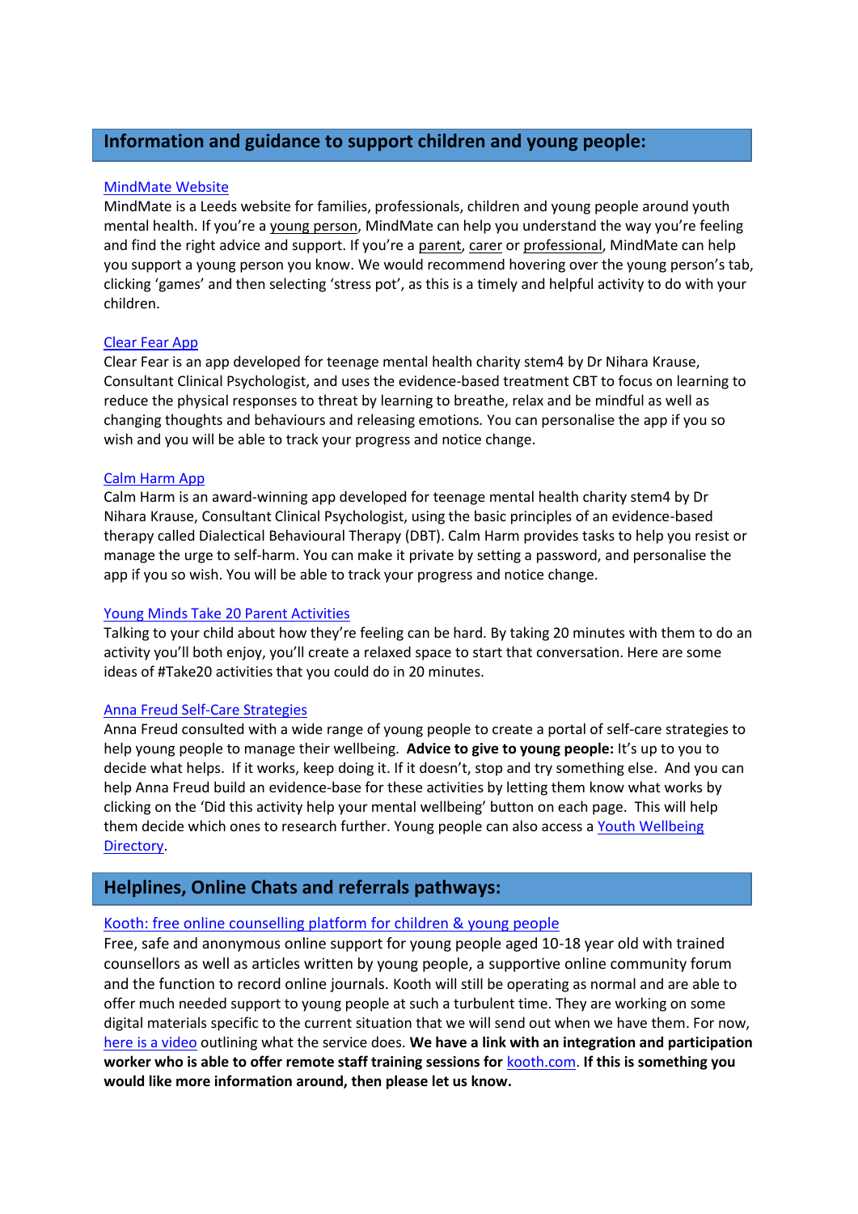## Information and guidance to support children and young people:

MindMate Website

MindMate is a Leeds website for families, professionals, children and young people around youth mental health. If you're a young person, MindMate can help you understand the way you're feeling and find the right advice and support. If you're a parent, carer or professional, MindMate can help you support a young person you know. We would recommend hovering over the young person's tab, clicking 'games' and then selecting 'stress pot', as this is a timely and helpful activity to do with your children.

Clear Fear App

Clear Fear is an app developed for teenage mental health charity stem4 by Dr Nihara Krause, Consultant Clinical Psychologist, and uses the evidence-based treatment CBT to focus on learning to reduce the physical responses to threat by learning to breathe, relax and be mindful as well as changing thoughts and behaviours and releasing emotions. You can personalise the app if you so wish and you will be able to track your progress and notice change.

Calm Harm App

Calm Harm is an award-winning app developed for teenage mental health charity stem4 by Dr Nihara Krause, Consultant Clinical Psychologist, using the basic principles of an evidence-based therapy called Dialectical Behavioural Therapy (DBT). Calm Harm provides tasks to help you resist or manage the urge to self-harm. You can make it private by setting a password, and personalise the app if you so wish. You will be able to track your progress and notice change.

Young Minds Take 20 Parent Activities

Talking to your child about how they're feeling can be hard. By taking 20 minutes with them to do an activity you'll both enjoy, you'll create a relaxed space to start that conversation. Here are some ideas of #Take20 activities that you could do in 20 minutes.

Anna Freud Self-Care Strategies

Anna Freud consulted with a wide range of young people to create a portal of self-care strategies to help young people to manage their wellbeing. **Advice to give to young people:** It's up to you to decide what helps. If it works, keep doing it. If it doesn't, stop and try something else. And you can help Anna Freud build an evidence-base for these activities by letting them know what works by clicking on the 'Did this activity help your mental wellbeing' button on each page. This will help them decide which ones to research further. Young people can also access a Youth Wellbeing Directory.

## Helplines, Online Chats and referrals pathways:

Kooth: free online counselling platform for children & young people

Free, safe and anonymous online support for young people aged 10-18 year old with trained counsellors as well as articles written by young people, a supportive online community forum and the function to record online journals. Kooth will still be operating as normal and are able to offer much needed support to young people at such a turbulent time. They are working on some digital materials specific to the current situation that we will send out when we have them. For now, here is a video outlining what the service does. **We have a link with an integration and participation worker who is able to offer remote staff training sessions for kooth.com. If this is something you would like more information around, then please let us know.**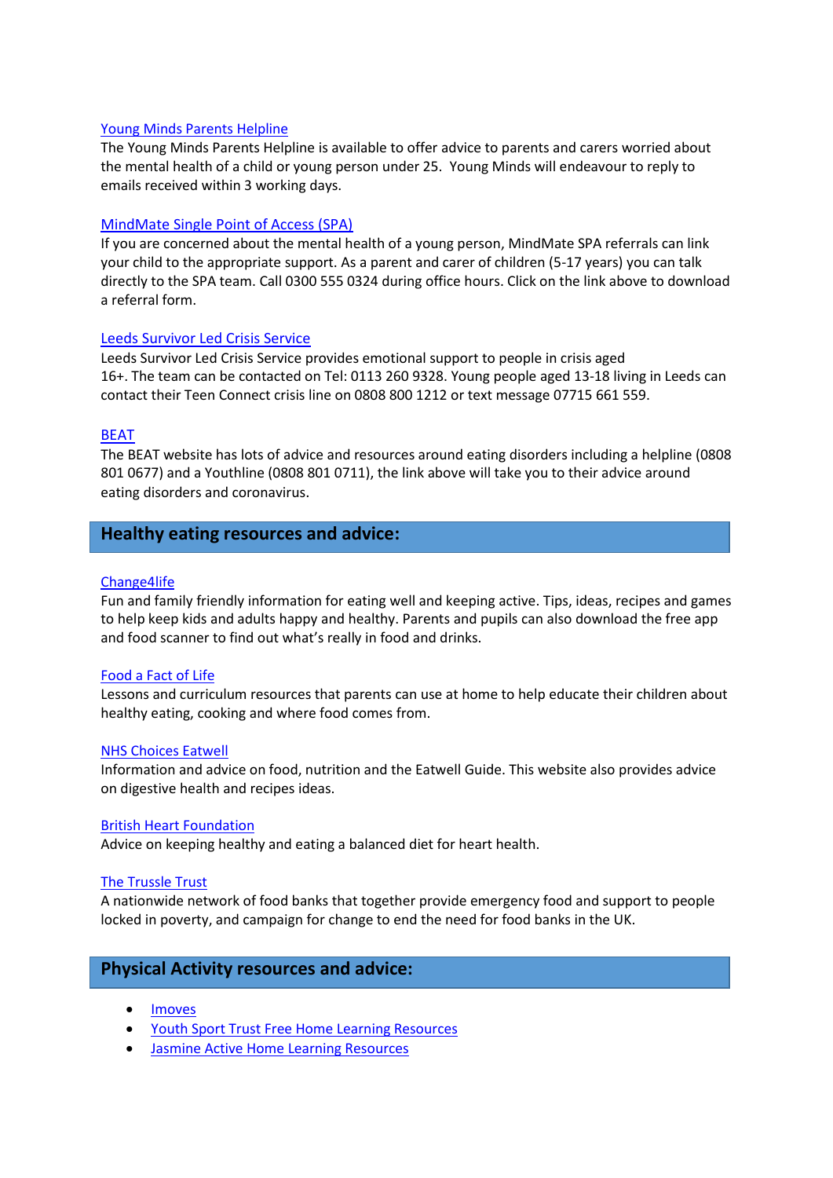Young Minds Parents Helpline

The Young Minds Parents Helpline is available to offer advice to parents and carers worried about the mental health of a child or young person under 25. Young Minds will endeavour to reply to emails received within 3 working days.

MindMate Single Point of Access (SPA)

If you are concerned about the mental health of a young person, MindMate SPA referrals can link your child to the appropriate support. As a parent and carer of children (5-17 years) you can talk directly to the SPA team. Call 0300 555 0324 during office hours. Click on the link above to download a referral form.

Leeds Survivor Led Crisis Service

Leeds Survivor Led Crisis Service provides emotional support to people in crisis aged 16+. The team can be contacted on Tel: 0113 260 9328. Young people aged 13-18 living in Leeds can contact their Teen Connect crisis line on 0808 800 1212 or text message 07715 661 559.

BEAT

The BEAT website has lots of advice and resources around eating disorders including a helpline (0808 801 0677) and a Youthline (0808 801 0711), the link above will take you to their advice around eating disorders and coronavirus.

## Healthy eating resources and advice:

Change4life

Fun and family friendly information for eating well and keeping active. Tips, ideas, recipes and games to help keep kids and adults happy and healthy. Parents and pupils can also download the free app and food scanner to find out what's really in food and drinks.

Food a Fact of Life

Lessons and curriculum resources that parents can use at home to help educate their children about healthy eating, cooking and where food comes from.

NHS Choices Eatwell

Information and advice on food, nutrition and the Eatwell Guide. This website also provides advice on digestive health and recipes ideas.

British Heart Foundation

Advice on keeping healthy and eating a balanced diet for heart health.

The Trussle Trust

A nationwide network of food banks that together provide emergency food and support to people locked in poverty, and campaign for change to end the need for food banks in the UK.

## Physical Activity resources and advice:

- Imoves
- Youth Sport Trust Free Home Learning Resources
- Jasmine Active Home Learning Resources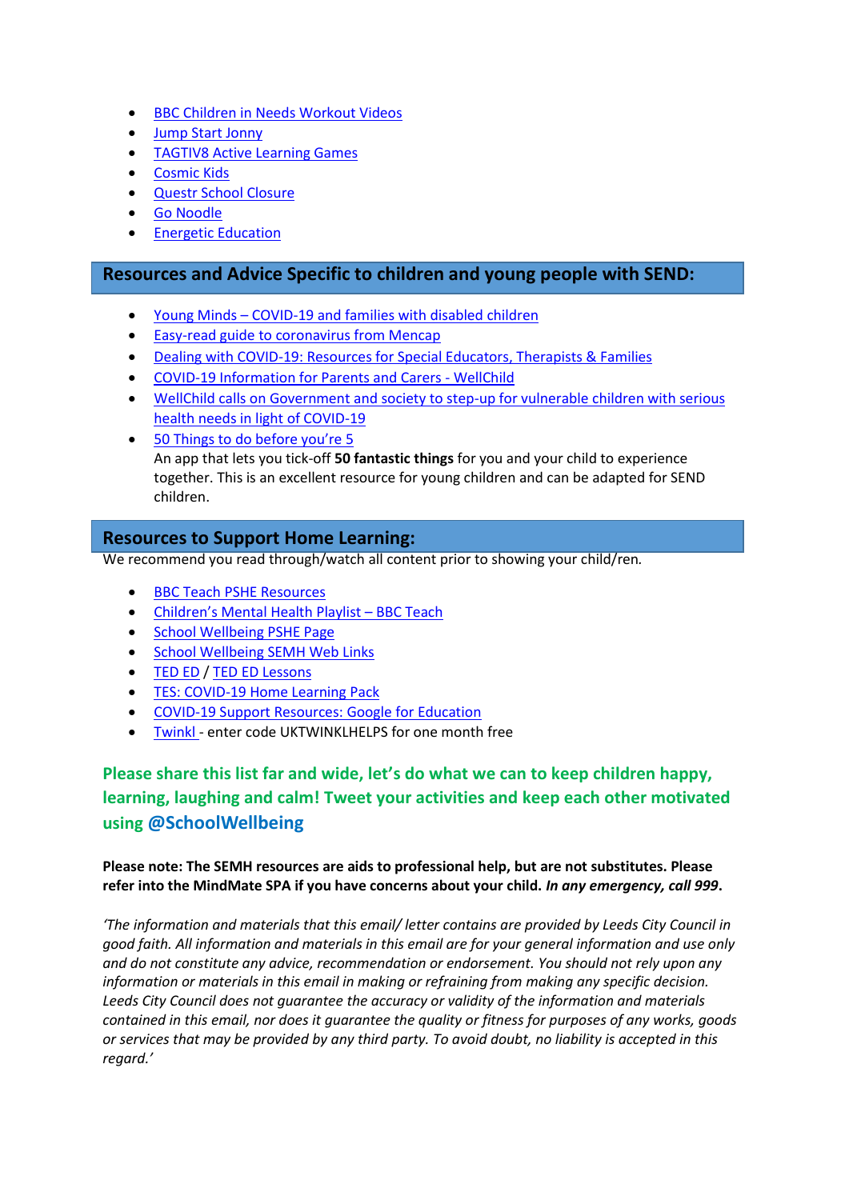- BBC Children in Needs Workout Videos
- Jump Start Jonny
- TAGTIV8 Active Learning Games
- Cosmic Kids
- Questr School Closure
- Go Noodle
- Energetic Education

## Resources and Advice Specific to children and young people with SEND:

- Young Minds – COVID-19 and families with disabled children
- Easy-read guide to coronavirus from Mencap
- Dealing with COVID-19: Resources for Special Educators, Therapists & Families
- COVID-19 Information for Parents and Carers - WellChild
- WellChild calls on Government and society to step-up for vulnerable children with serious health needs in light of COVID-19
- 50 Things to do before you're 5
  An app that lets you tick-off **50 fantastic things** for you and your child to experience together. This is an excellent resource for young children and can be adapted for SEND children.

## Resources to Support Home Learning:

We recommend you read through/watch all content prior to showing your child/ren.

- BBC Teach PSHE Resources
- Children's Mental Health Playlist – BBC Teach
- School Wellbeing PSHE Page
- School Wellbeing SEMH Web Links
- TED ED / TED ED Lessons
- TES: COVID-19 Home Learning Pack
- COVID-19 Support Resources: Google for Education
- Twinkl - enter code UKTWINKLHELPS for one month free

**Please share this list far and wide, let's do what we can to keep children happy, learning, laughing and calm! Tweet your activities and keep each other motivated using @SchoolWellbeing**

**Please note: The SEMH resources are aids to professional help, but are not substitutes. Please refer into the MindMate SPA if you have concerns about your child. *In any emergency, call 999*.**

*'The information and materials that this email/ letter contains are provided by Leeds City Council in good faith. All information and materials in this email are for your general information and use only and do not constitute any advice, recommendation or endorsement. You should not rely upon any information or materials in this email in making or refraining from making any specific decision. Leeds City Council does not guarantee the accuracy or validity of the information and materials contained in this email, nor does it guarantee the quality or fitness for purposes of any works, goods or services that may be provided by any third party. To avoid doubt, no liability is accepted in this regard.'*